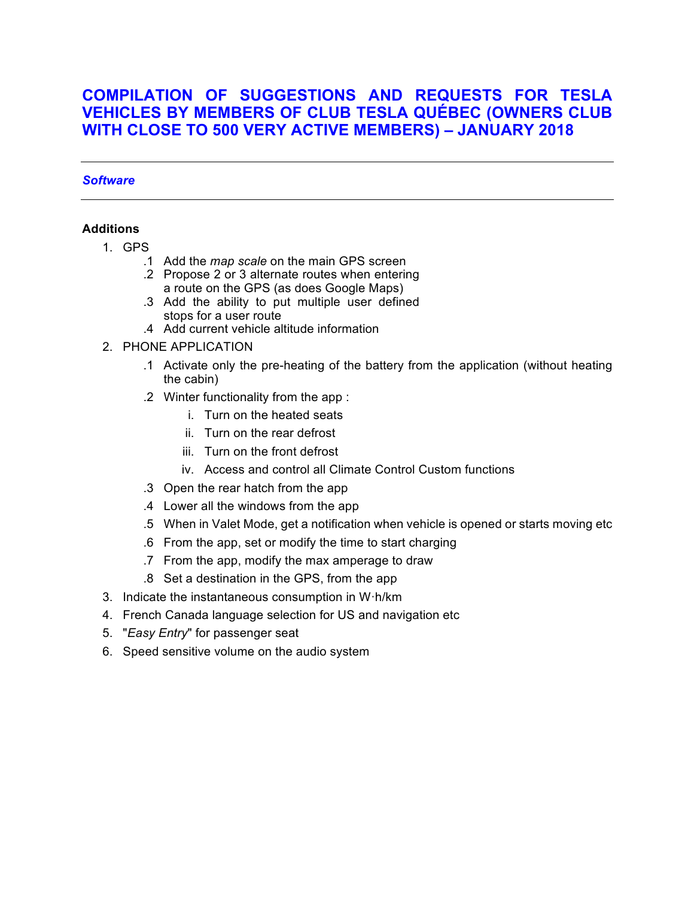# COMPILATION OF SUGGESTIONS AND REQUESTS FOR TESLA VEHICLES BY MEMBERS OF CLUB TESLA QUÉBEC (OWNERS CLUB WITH CLOSE TO 500 VERY ACTIVE MEMBERS) – JANUARY 2018

---

## *Software*

---

**Additions**

1. GPS
   - .1 Add the *map scale* on the main GPS screen
   - .2 Propose 2 or 3 alternate routes when entering a route on the GPS (as does Google Maps)
   - .3 Add the ability to put multiple user defined stops for a user route
   - .4 Add current vehicle altitude information
2. PHONE APPLICATION
   - .1 Activate only the pre-heating of the battery from the application (without heating the cabin)
   - .2 Winter functionality from the app :
     - i. Turn on the heated seats
     - ii. Turn on the rear defrost
     - iii. Turn on the front defrost
     - iv. Access and control all Climate Control Custom functions
   - .3 Open the rear hatch from the app
   - .4 Lower all the windows from the app
   - .5 When in Valet Mode, get a notification when vehicle is opened or starts moving etc
   - .6 From the app, set or modify the time to start charging
   - .7 From the app, modify the max amperage to draw
   - .8 Set a destination in the GPS, from the app
3. Indicate the instantaneous consumption in W·h/km
4. French Canada language selection for US and navigation etc
5. "*Easy Entry*" for passenger seat
6. Speed sensitive volume on the audio system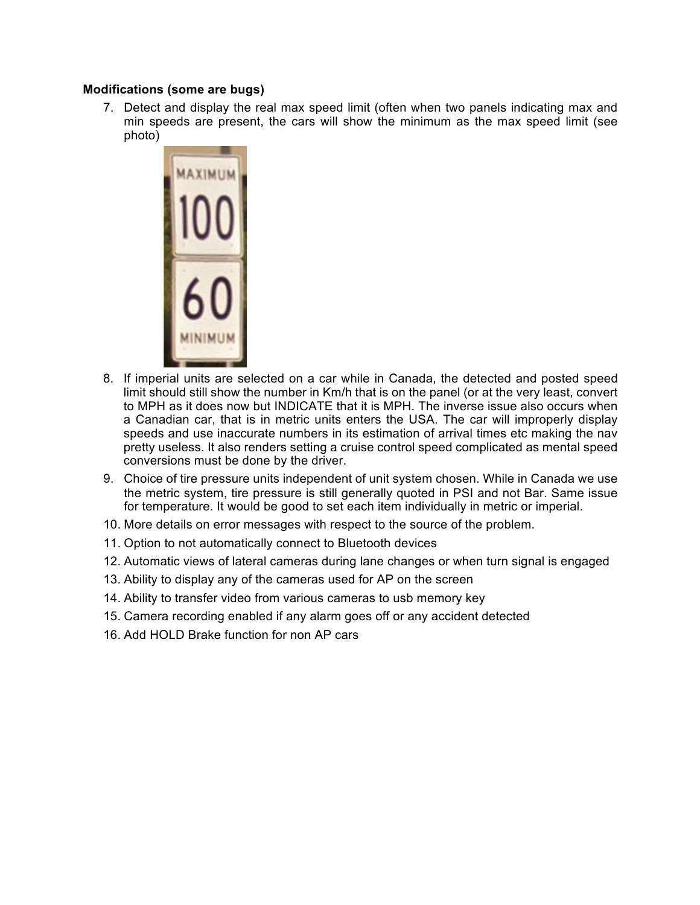**Modifications (some are bugs)**

7. Detect and display the real max speed limit (often when two panels indicating max and min speeds are present, the cars will show the minimum as the max speed limit (see photo)
8. If imperial units are selected on a car while in Canada, the detected and posted speed limit should still show the number in Km/h that is on the panel (or at the very least, convert to MPH as it does now but INDICATE that it is MPH. The inverse issue also occurs when a Canadian car, that is in metric units enters the USA. The car will improperly display speeds and use inaccurate numbers in its estimation of arrival times etc making the nav pretty useless. It also renders setting a cruise control speed complicated as mental speed conversions must be done by the driver.
9. Choice of tire pressure units independent of unit system chosen. While in Canada we use the metric system, tire pressure is still generally quoted in PSI and not Bar. Same issue for temperature. It would be good to set each item individually in metric or imperial.
10. More details on error messages with respect to the source of the problem.
11. Option to not automatically connect to Bluetooth devices
12. Automatic views of lateral cameras during lane changes or when turn signal is engaged
13. Ability to display any of the cameras used for AP on the screen
14. Ability to transfer video from various cameras to usb memory key
15. Camera recording enabled if any alarm goes off or any accident detected
16. Add HOLD Brake function for non AP cars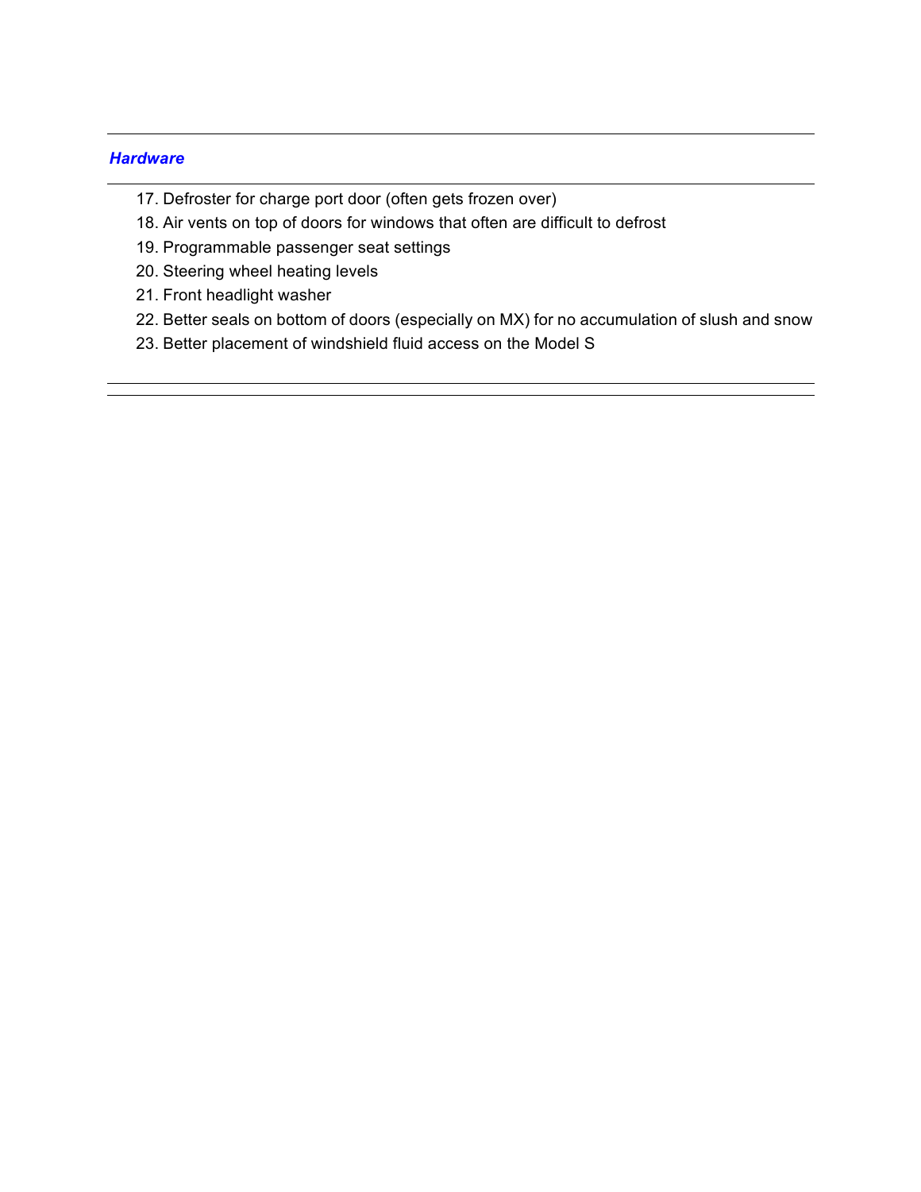### *Hardware*

17. Defroster for charge port door (often gets frozen over)
18. Air vents on top of doors for windows that often are difficult to defrost
19. Programmable passenger seat settings
20. Steering wheel heating levels
21. Front headlight washer
22. Better seals on bottom of doors (especially on MX) for no accumulation of slush and snow
23. Better placement of windshield fluid access on the Model S